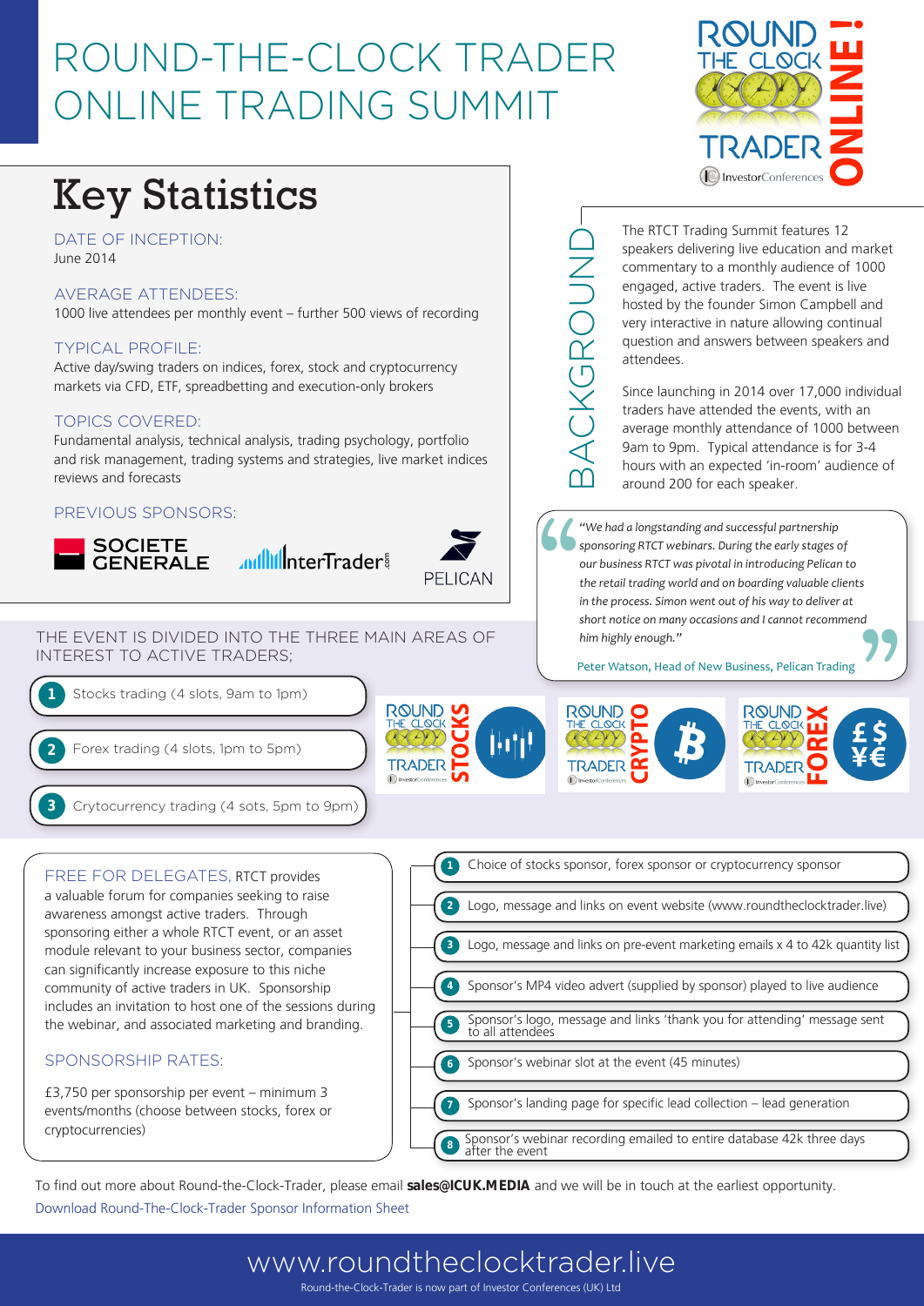# ROUND-THE-CLOCK TRADER ONLINE TRADING SUMMIT

## Key Statistics

**DATE OF INCEPTION:**
June 2014

**AVERAGE ATTENDEES:**
1000 live attendees per monthly event – further 500 views of recording

**TYPICAL PROFILE:**
Active day/swing traders on indices, forex, stock and cryptocurrency markets via CFD, ETF, spreadbetting and execution-only brokers

**TOPICS COVERED:**
Fundamental analysis, technical analysis, trading psychology, portfolio and risk management, trading systems and strategies, live market indices reviews and forecasts

**PREVIOUS SPONSORS:**
SOCIETE GENERALE, InterTrader.com, PELICAN

## BACKGROUND

The RTCT Trading Summit features 12 speakers delivering live education and market commentary to a monthly audience of 1000 engaged, active traders. The event is live hosted by the founder Simon Campbell and very interactive in nature allowing continual question and answers between speakers and attendees.

Since launching in 2014 over 17,000 individual traders have attended the events, with an average monthly attendance of 1000 between 9am to 9pm. Typical attendance is for 3-4 hours with an expected 'in-room' audience of around 200 for each speaker.

> *"We had a longstanding and successful partnership sponsoring RTCT webinars. During the early stages of our business RTCT was pivotal in introducing Pelican to the retail trading world and on boarding valuable clients in the process. Simon went out of his way to deliver at short notice on many occasions and I cannot recommend him highly enough."*
>
> Peter Watson, Head of New Business, Pelican Trading

THE EVENT IS DIVIDED INTO THE THREE MAIN AREAS OF INTEREST TO ACTIVE TRADERS;

1. Stocks trading (4 slots, 9am to 1pm)
2. Forex trading (4 slots, 1pm to 5pm)
3. Crytocurrency trading (4 sots, 5pm to 9pm)

**FREE FOR DELEGATES,** RTCT provides a valuable forum for companies seeking to raise awareness amongst active traders. Through sponsoring either a whole RTCT event, or an asset module relevant to your business sector, companies can significantly increase exposure to this niche community of active traders in UK. Sponsorship includes an invitation to host one of the sessions during the webinar, and associated marketing and branding.

**SPONSORSHIP RATES:**

£3,750 per sponsorship per event – minimum 3 events/months (choose between stocks, forex or cryptocurrencies)

1. Choice of stocks sponsor, forex sponsor or cryptocurrency sponsor
2. Logo, message and links on event website (www.roundtheclocktrader.live)
3. Logo, message and links on pre-event marketing emails x 4 to 42k quantity list
4. Sponsor's MP4 video advert (supplied by sponsor) played to live audience
5. Sponsor's logo, message and links 'thank you for attending' message sent to all attendees
6. Sponsor's webinar slot at the event (45 minutes)
7. Sponsor's landing page for specific lead collection – lead generation
8. Sponsor's webinar recording emailed to entire database 42k three days after the event

To find out more about Round-the-Clock-Trader, please email **sales@ICUK.MEDIA** and we will be in touch at the earliest opportunity.

Download Round-The-Clock-Trader Sponsor Information Sheet

www.roundtheclocktrader.live

Round-the-Clock-Trader is now part of Investor Conferences (UK) Ltd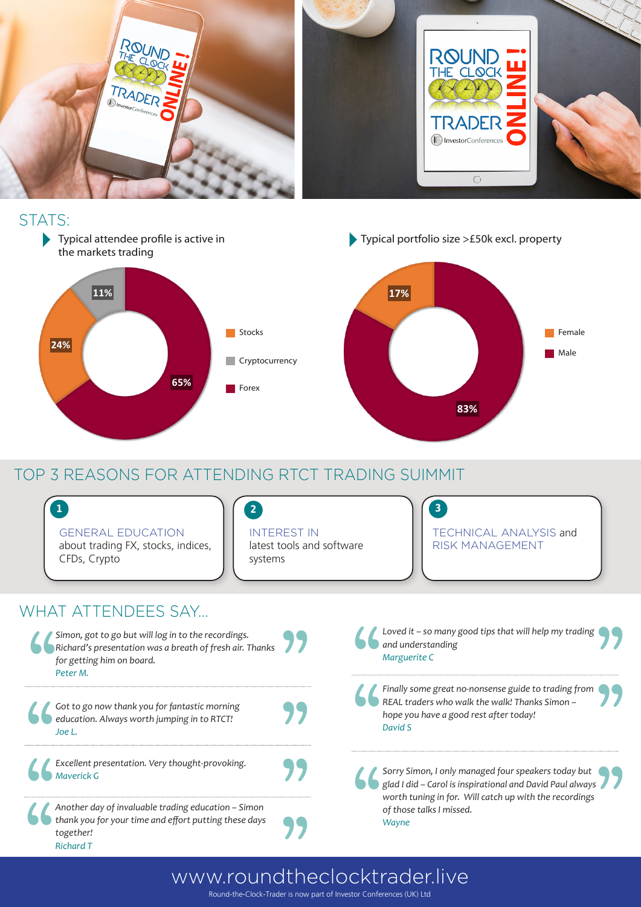## STATS:

- Typical attendee profile is active in the markets trading

11%
24%
65%
Stocks
Cryptocurrency
Forex

- Typical portfolio size >£50k excl. property

17%
83%
Female
Male

## TOP 3 REASONS FOR ATTENDING RTCT TRADING SUIMMIT

1. GENERAL EDUCATION about trading FX, stocks, indices, CFDs, Crypto
2. INTEREST IN latest tools and software systems
3. TECHNICAL ANALYSIS and RISK MANAGEMENT

## WHAT ATTENDEES SAY...

*Simon, got to go but will log in to the recordings. Richard's presentation was a breath of fresh air. Thanks for getting him on board.*
*Peter M.*

*Got to go now thank you for fantastic morning education. Always worth jumping in to RTCT!*
*Joe L.*

*Excellent presentation. Very thought-provoking.*
*Maverick G*

*Another day of invaluable trading education – Simon thank you for your time and effort putting these days together!*
*Richard T*

*Loved it – so many good tips that will help my trading and understanding*
*Marguerite C*

*Finally some great no-nonsense guide to trading from REAL traders who walk the walk! Thanks Simon – hope you have a good rest after today!*
*David S*

*Sorry Simon, I only managed four speakers today but glad I did – Carol is inspirational and David Paul always worth tuning in for. Will catch up with the recordings of those talks I missed.*
*Wayne*

www.roundtheclocktrader.live

Round-the-Clock-Trader is now part of Investor Conferences (UK) Ltd